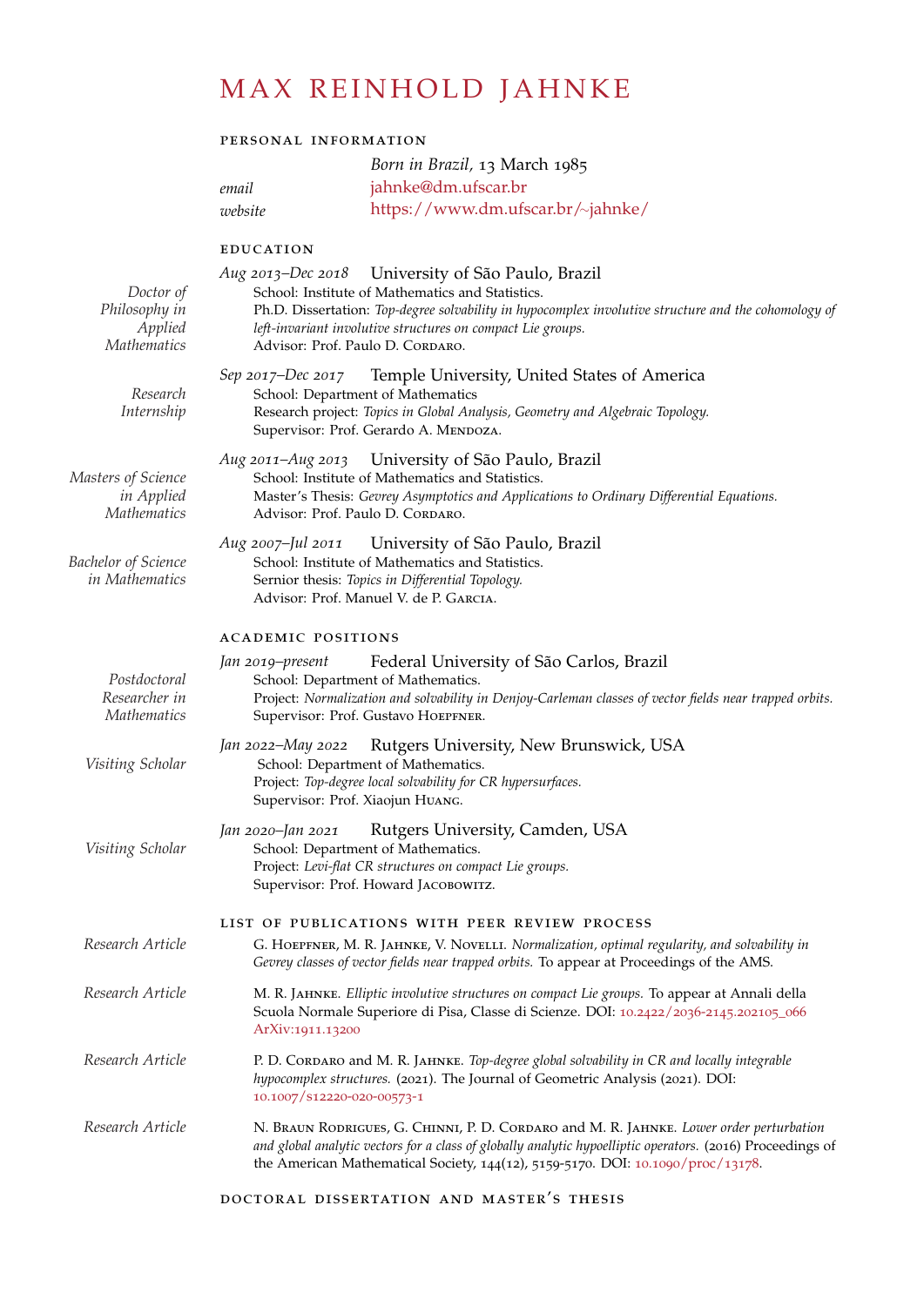# MAX REINHOLD JAHNKE

## personal information

*Born in Brazil,* 13 March 1985

*email* jahnke@dm.ufscar.br

*website* https://www.dm.ufscar.br/~jahnke/

## education

*Doctor of Philosophy in Applied Mathematics*

*Aug 2013–Dec 2018* University of São Paulo, Brazil
School: Institute of Mathematics and Statistics.
Ph.D. Dissertation: *Top-degree solvability in hypocomplex involutive structure and the cohomology of left-invariant involutive structures on compact Lie groups.*
Advisor: Prof. Paulo D. Cordaro.

*Research Internship*

*Sep 2017–Dec 2017* Temple University, United States of America
School: Department of Mathematics
Research project: *Topics in Global Analysis, Geometry and Algebraic Topology.*
Supervisor: Prof. Gerardo A. Mendoza.

*Masters of Science in Applied Mathematics*

*Aug 2011–Aug 2013* University of São Paulo, Brazil
School: Institute of Mathematics and Statistics.
Master's Thesis: *Gevrey Asymptotics and Applications to Ordinary Differential Equations.*
Advisor: Prof. Paulo D. Cordaro.

*Bachelor of Science in Mathematics*

*Aug 2007–Jul 2011* University of São Paulo, Brazil
School: Institute of Mathematics and Statistics.
Sernior thesis: *Topics in Differential Topology.*
Advisor: Prof. Manuel V. de P. Garcia.

## academic positions

*Postdoctoral Researcher in Mathematics*

*Jan 2019–present* Federal University of São Carlos, Brazil
School: Department of Mathematics.
Project: *Normalization and solvability in Denjoy-Carleman classes of vector fields near trapped orbits.*
Supervisor: Prof. Gustavo Hoepfner.

*Visiting Scholar*

*Jan 2022–May 2022* Rutgers University, New Brunswick, USA
School: Department of Mathematics.
Project: *Top-degree local solvability for CR hypersurfaces.*
Supervisor: Prof. Xiaojun Huang.

*Visiting Scholar*

*Jan 2020–Jan 2021* Rutgers University, Camden, USA
School: Department of Mathematics.
Project: *Levi-flat CR structures on compact Lie groups.*
Supervisor: Prof. Howard Jacobowitz.

## list of publications with peer review process

*Research Article*

G. Hoepfner, M. R. Jahnke, V. Novelli. *Normalization, optimal regularity, and solvability in Gevrey classes of vector fields near trapped orbits.* To appear at Proceedings of the AMS.

*Research Article*

M. R. Jahnke. *Elliptic involutive structures on compact Lie groups.* To appear at Annali della Scuola Normale Superiore di Pisa, Classe di Scienze. DOI: 10.2422/2036-2145.202105_066 ArXiv:1911.13200

*Research Article*

P. D. Cordaro and M. R. Jahnke. *Top-degree global solvability in CR and locally integrable hypocomplex structures.* (2021). The Journal of Geometric Analysis (2021). DOI: 10.1007/s12220-020-00573-1

*Research Article*

N. Braun Rodrigues, G. Chinni, P. D. Cordaro and M. R. Jahnke. *Lower order perturbation and global analytic vectors for a class of globally analytic hypoelliptic operators.* (2016) Proceedings of the American Mathematical Society, 144(12), 5159-5170. DOI: 10.1090/proc/13178.

## doctoral dissertation and master's thesis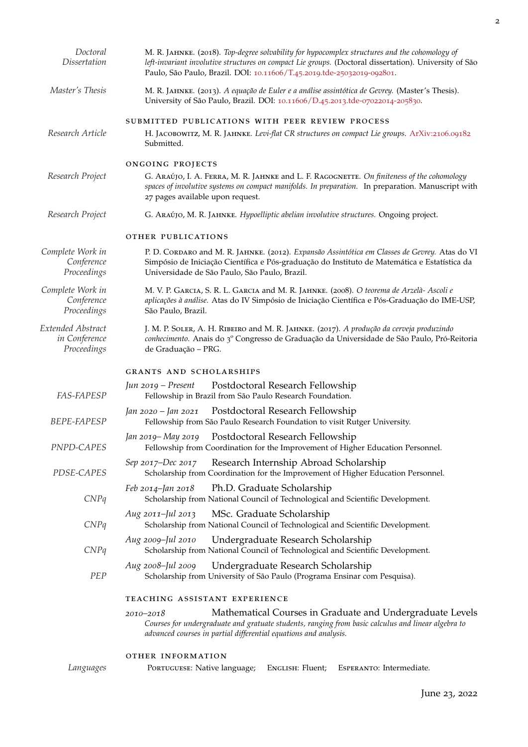*Doctoral Dissertation*
M. R. Jahnke. (2018). *Top-degree solvability for hypocomplex structures and the cohomology of left-invariant involutive structures on compact Lie groups.* (Doctoral dissertation). University of São Paulo, São Paulo, Brazil. DOI: 10.11606/T.45.2019.tde-25032019-092801.

*Master's Thesis*
M. R. Jahnke. (2013). *A equação de Euler e a análise assintótica de Gevrey.* (Master's Thesis). University of São Paulo, Brazil. DOI: 10.11606/D.45.2013.tde-07022014-205830.

## Submitted Publications with Peer Review Process

*Research Article*
H. Jacobowitz, M. R. Jahnke. *Levi-flat CR structures on compact Lie groups.* ArXiv:2106.09182 Submitted.

## Ongoing Projects

*Research Project*
G. Araújo, I. A. Ferra, M. R. Jahnke and L. F. Ragognette. *On finiteness of the cohomology spaces of involutive systems on compact manifolds. In preparation.* In preparation. Manuscript with 27 pages available upon request.

*Research Project*
G. Araújo, M. R. Jahnke. *Hypoelliptic abelian involutive structures.* Ongoing project.

## Other Publications

*Complete Work in Conference Proceedings*
P. D. Cordaro and M. R. Jahnke. (2012). *Expansão Assintótica em Classes de Gevrey.* Atas do VI Simpósio de Iniciação Científica e Pós-graduação do Instituto de Matemática e Estatística da Universidade de São Paulo, São Paulo, Brazil.

*Complete Work in Conference Proceedings*
M. V. P. Garcia, S. R. L. Garcia and M. R. Jahnke. (2008). *O teorema de Arzelà- Ascoli e aplicações à análise.* Atas do IV Simpósio de Iniciação Científica e Pós-Graduação do IME-USP, São Paulo, Brazil.

*Extended Abstract in Conference Proceedings*
J. M. P. Soler, A. H. Ribeiro and M. R. Jahnke. (2017). *A produção da cerveja produzindo conhecimento.* Anais do 3º Congresso de Graduação da Universidade de São Paulo, Pró-Reitoria de Graduação – PRG.

## Grants and Scholarships

*FAS-FAPESP* — *Jun 2019 – Present* — Postdoctoral Research Fellowship
Fellowship in Brazil from São Paulo Research Foundation.

*BEPE-FAPESP* — *Jan 2020 – Jan 2021* — Postdoctoral Research Fellowship
Fellowship from São Paulo Research Foundation to visit Rutger University.

*PNPD-CAPES* — *Jan 2019– May 2019* — Postdoctoral Research Fellowship
Fellowship from Coordination for the Improvement of Higher Education Personnel.

*PDSE-CAPES* — *Sep 2017–Dec 2017* — Research Internship Abroad Scholarship
Scholarship from Coordination for the Improvement of Higher Education Personnel.

*CNPq* — *Feb 2014–Jan 2018* — Ph.D. Graduate Scholarship
Scholarship from National Council of Technological and Scientific Development.

*CNPq* — *Aug 2011–Jul 2013* — MSc. Graduate Scholarship
Scholarship from National Council of Technological and Scientific Development.

*CNPq* — *Aug 2009–Jul 2010* — Undergraduate Research Scholarship
Scholarship from National Council of Technological and Scientific Development.

*PEP* — *Aug 2008–Jul 2009* — Undergraduate Research Scholarship
Scholarship from University of São Paulo (Programa Ensinar com Pesquisa).

## Teaching Assistant Experience

*2010–2018* — Mathematical Courses in Graduate and Undergraduate Levels
*Courses for undergraduate and gratuate students, ranging from basic calculus and linear algebra to advanced courses in partial differential equations and analysis.*

## Other Information

*Languages*
Portuguese: Native language; English: Fluent; Esperanto: Intermediate.

June 23, 2022